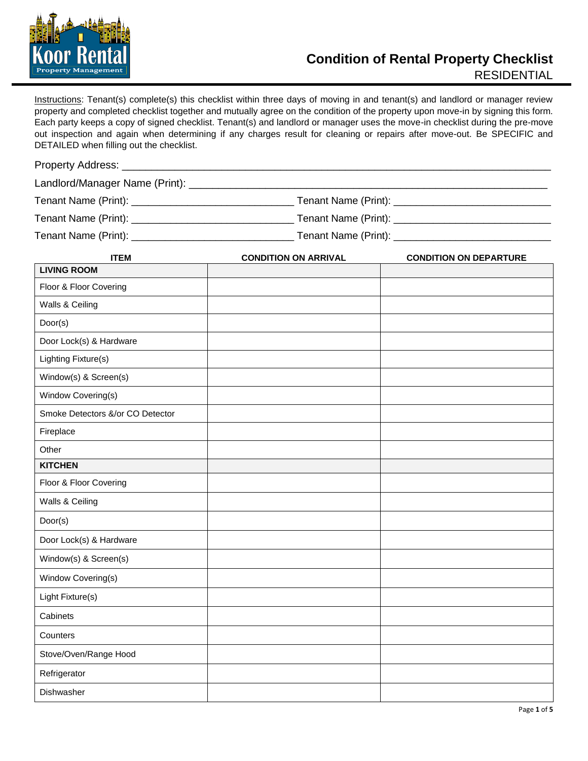# Condition of Rental Property Checklist

RESIDENTIAL

Instructions: Tenant(s) complete(s) this checklist within three days of moving in and tenant(s) and landlord or manager review property and completed checklist together and mutually agree on the condition of the property upon move-in by signing this form. Each party keeps a copy of signed checklist. Tenant(s) and landlord or manager uses the move-in checklist during the pre-move out inspection and again when determining if any charges result for cleaning or repairs after move-out. Be SPECIFIC and DETAILED when filling out the checklist.

Property Address: ___________________________________________________________________

Landlord/Manager Name (Print): _______________________________________________________

Tenant Name (Print): ___________________________ Tenant Name (Print): ___________________________

Tenant Name (Print): ___________________________ Tenant Name (Print): ___________________________

Tenant Name (Print): ___________________________ Tenant Name (Print): ___________________________

| ITEM | CONDITION ON ARRIVAL | CONDITION ON DEPARTURE |
|---|---|---|
| **LIVING ROOM** | | |
| Floor & Floor Covering | | |
| Walls & Ceiling | | |
| Door(s) | | |
| Door Lock(s) & Hardware | | |
| Lighting Fixture(s) | | |
| Window(s) & Screen(s) | | |
| Window Covering(s) | | |
| Smoke Detectors &/or CO Detector | | |
| Fireplace | | |
| Other | | |
| **KITCHEN** | | |
| Floor & Floor Covering | | |
| Walls & Ceiling | | |
| Door(s) | | |
| Door Lock(s) & Hardware | | |
| Window(s) & Screen(s) | | |
| Window Covering(s) | | |
| Light Fixture(s) | | |
| Cabinets | | |
| Counters | | |
| Stove/Oven/Range Hood | | |
| Refrigerator | | |
| Dishwasher | | |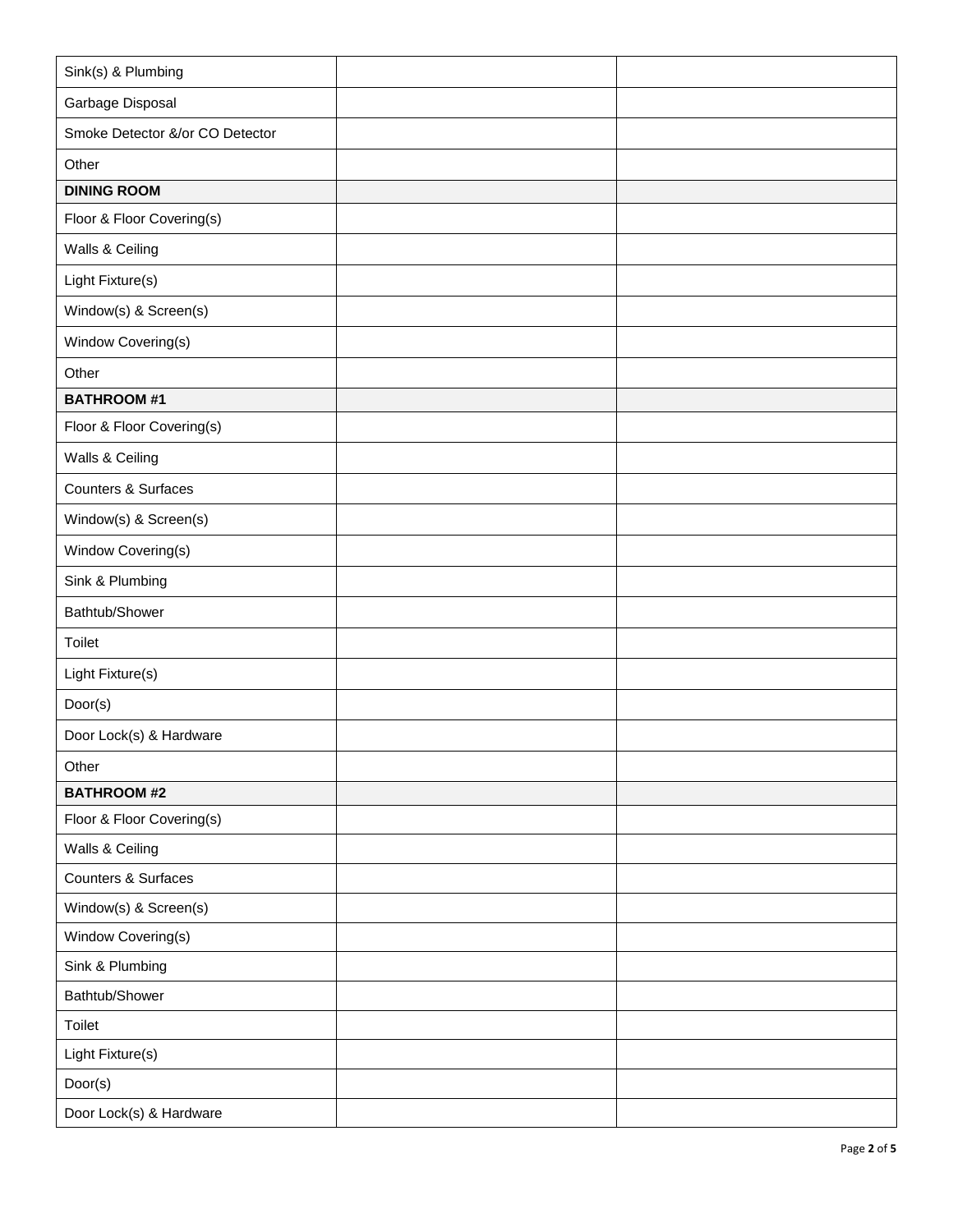| | | |
|---|---|---|
| Sink(s) & Plumbing | | |
| Garbage Disposal | | |
| Smoke Detector &/or CO Detector | | |
| Other | | |
| **DINING ROOM** | | |
| Floor & Floor Covering(s) | | |
| Walls & Ceiling | | |
| Light Fixture(s) | | |
| Window(s) & Screen(s) | | |
| Window Covering(s) | | |
| Other | | |
| **BATHROOM #1** | | |
| Floor & Floor Covering(s) | | |
| Walls & Ceiling | | |
| Counters & Surfaces | | |
| Window(s) & Screen(s) | | |
| Window Covering(s) | | |
| Sink & Plumbing | | |
| Bathtub/Shower | | |
| Toilet | | |
| Light Fixture(s) | | |
| Door(s) | | |
| Door Lock(s) & Hardware | | |
| Other | | |
| **BATHROOM #2** | | |
| Floor & Floor Covering(s) | | |
| Walls & Ceiling | | |
| Counters & Surfaces | | |
| Window(s) & Screen(s) | | |
| Window Covering(s) | | |
| Sink & Plumbing | | |
| Bathtub/Shower | | |
| Toilet | | |
| Light Fixture(s) | | |
| Door(s) | | |
| Door Lock(s) & Hardware | | |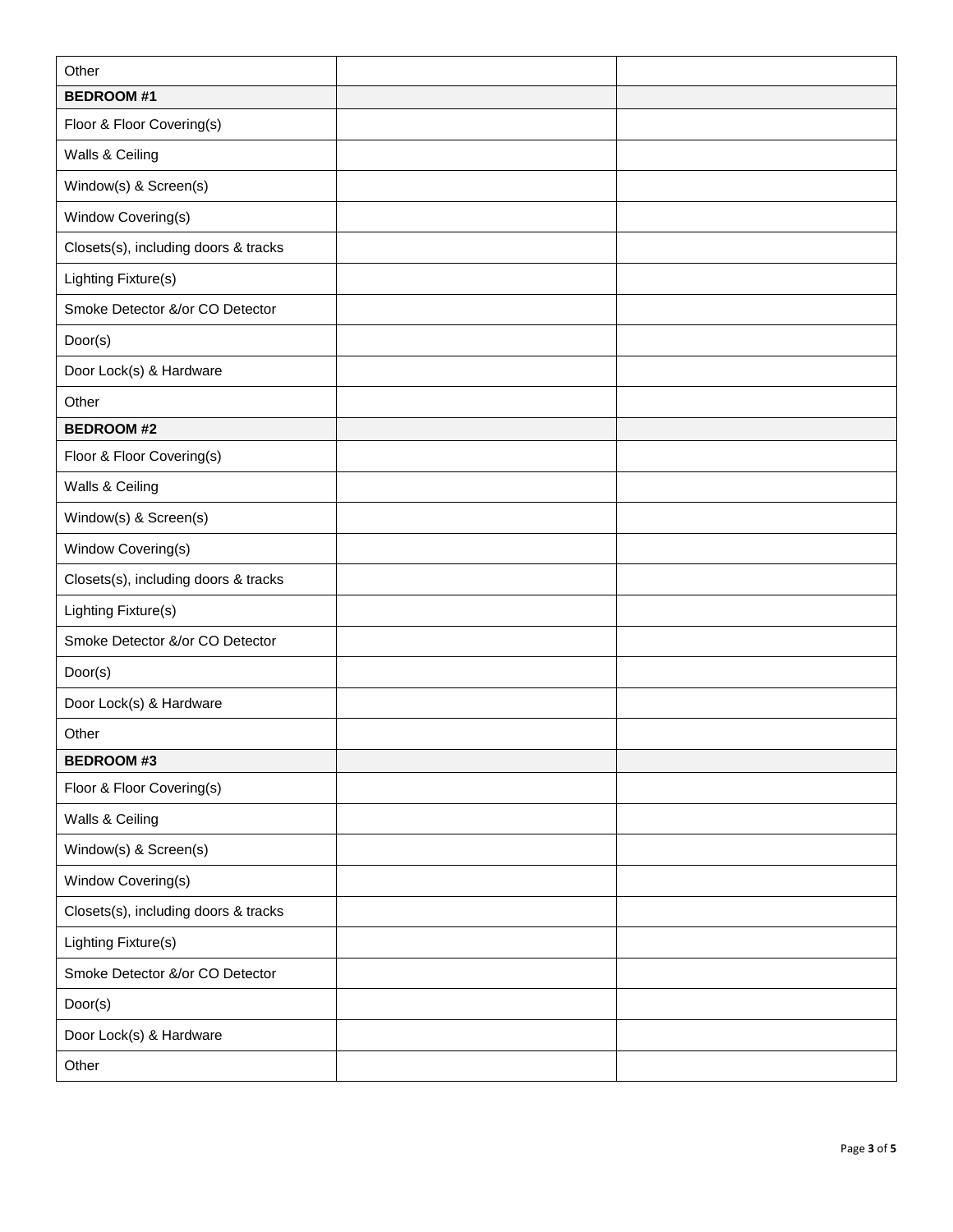| Other | | |
|---|---|---|
| **BEDROOM #1** | | |
| Floor & Floor Covering(s) | | |
| Walls & Ceiling | | |
| Window(s) & Screen(s) | | |
| Window Covering(s) | | |
| Closets(s), including doors & tracks | | |
| Lighting Fixture(s) | | |
| Smoke Detector &/or CO Detector | | |
| Door(s) | | |
| Door Lock(s) & Hardware | | |
| Other | | |
| **BEDROOM #2** | | |
| Floor & Floor Covering(s) | | |
| Walls & Ceiling | | |
| Window(s) & Screen(s) | | |
| Window Covering(s) | | |
| Closets(s), including doors & tracks | | |
| Lighting Fixture(s) | | |
| Smoke Detector &/or CO Detector | | |
| Door(s) | | |
| Door Lock(s) & Hardware | | |
| Other | | |
| **BEDROOM #3** | | |
| Floor & Floor Covering(s) | | |
| Walls & Ceiling | | |
| Window(s) & Screen(s) | | |
| Window Covering(s) | | |
| Closets(s), including doors & tracks | | |
| Lighting Fixture(s) | | |
| Smoke Detector &/or CO Detector | | |
| Door(s) | | |
| Door Lock(s) & Hardware | | |
| Other | | |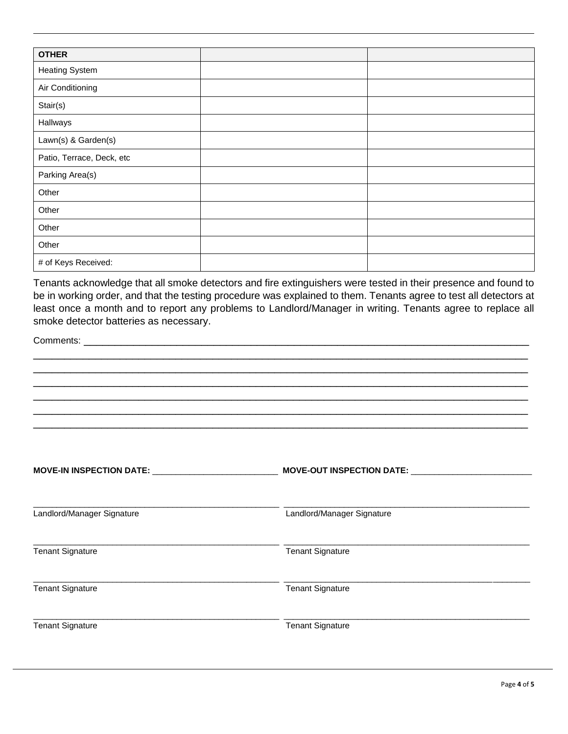| OTHER | | |
|---|---|---|
| Heating System | | |
| Air Conditioning | | |
| Stair(s) | | |
| Hallways | | |
| Lawn(s) & Garden(s) | | |
| Patio, Terrace, Deck, etc | | |
| Parking Area(s) | | |
| Other | | |
| Other | | |
| Other | | |
| Other | | |
| # of Keys Received: | | |

Tenants acknowledge that all smoke detectors and fire extinguishers were tested in their presence and found to be in working order, and that the testing procedure was explained to them. Tenants agree to test all detectors at least once a month and to report any problems to Landlord/Manager in writing. Tenants agree to replace all smoke detector batteries as necessary.

Comments: ______________________________________________________________________________
______________________________________________________________________________________
______________________________________________________________________________________
______________________________________________________________________________________
______________________________________________________________________________________
______________________________________________________________________________________
______________________________________________________________________________________

**MOVE-IN INSPECTION DATE:** ___________________________

**MOVE-OUT INSPECTION DATE:** __________________________

_____________________________________________________
Landlord/Manager Signature

_____________________________________________________
Tenant Signature

_____________________________________________________
Tenant Signature

_____________________________________________________
Tenant Signature

_____________________________________________________
Landlord/Manager Signature

_____________________________________________________
Tenant Signature

_____________________________________________________
Tenant Signature

_____________________________________________________
Tenant Signature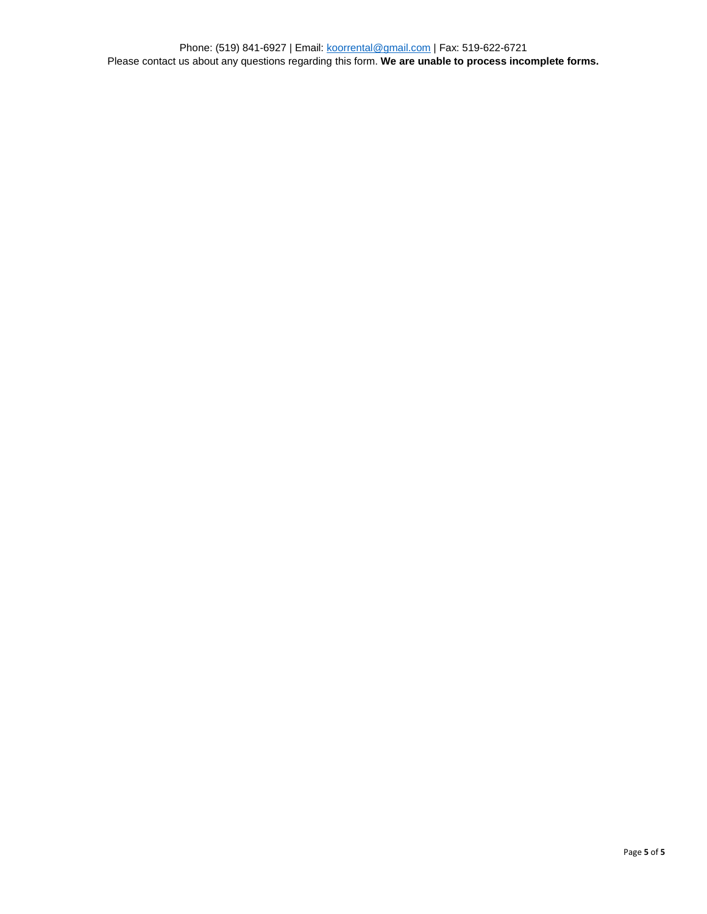Phone: (519) 841-6927 | Email: koorrental@gmail.com | Fax: 519-622-6721

Please contact us about any questions regarding this form. **We are unable to process incomplete forms.**